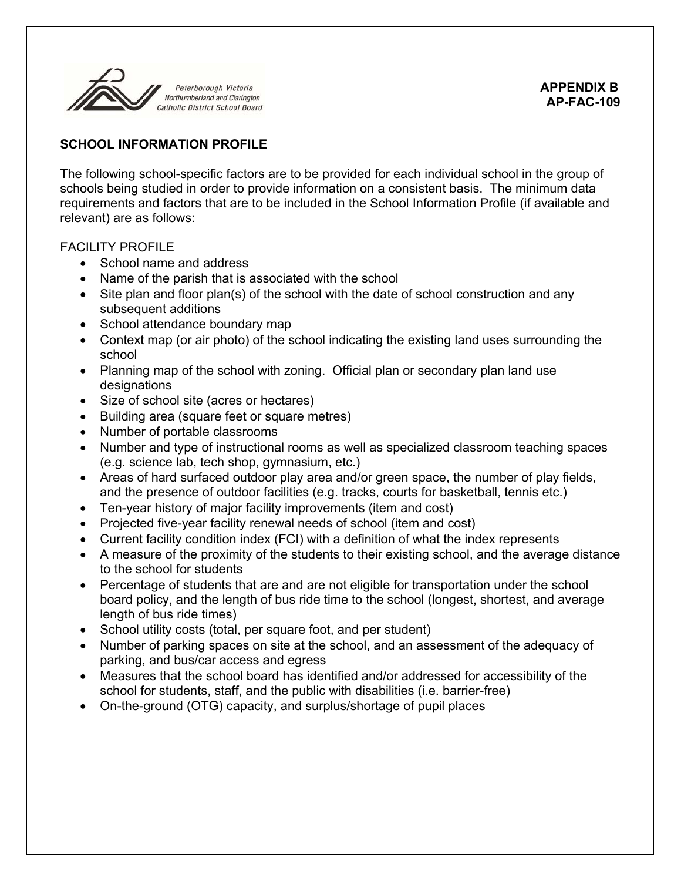**APPENDIX B**
**AP-FAC-109**

## SCHOOL INFORMATION PROFILE

The following school-specific factors are to be provided for each individual school in the group of schools being studied in order to provide information on a consistent basis. The minimum data requirements and factors that are to be included in the School Information Profile (if available and relevant) are as follows:

FACILITY PROFILE

- School name and address
- Name of the parish that is associated with the school
- Site plan and floor plan(s) of the school with the date of school construction and any subsequent additions
- School attendance boundary map
- Context map (or air photo) of the school indicating the existing land uses surrounding the school
- Planning map of the school with zoning. Official plan or secondary plan land use designations
- Size of school site (acres or hectares)
- Building area (square feet or square metres)
- Number of portable classrooms
- Number and type of instructional rooms as well as specialized classroom teaching spaces (e.g. science lab, tech shop, gymnasium, etc.)
- Areas of hard surfaced outdoor play area and/or green space, the number of play fields, and the presence of outdoor facilities (e.g. tracks, courts for basketball, tennis etc.)
- Ten-year history of major facility improvements (item and cost)
- Projected five-year facility renewal needs of school (item and cost)
- Current facility condition index (FCI) with a definition of what the index represents
- A measure of the proximity of the students to their existing school, and the average distance to the school for students
- Percentage of students that are and are not eligible for transportation under the school board policy, and the length of bus ride time to the school (longest, shortest, and average length of bus ride times)
- School utility costs (total, per square foot, and per student)
- Number of parking spaces on site at the school, and an assessment of the adequacy of parking, and bus/car access and egress
- Measures that the school board has identified and/or addressed for accessibility of the school for students, staff, and the public with disabilities (i.e. barrier-free)
- On-the-ground (OTG) capacity, and surplus/shortage of pupil places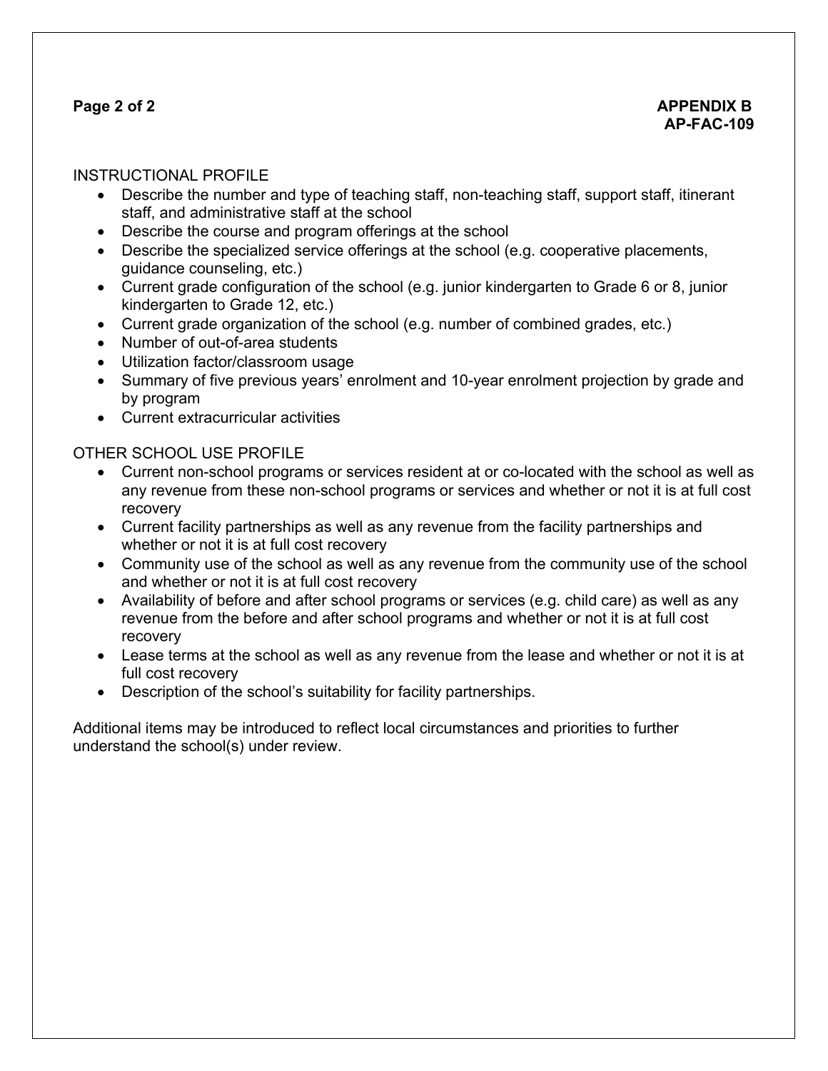**APPENDIX B**
**AP-FAC-109**

INSTRUCTIONAL PROFILE

- Describe the number and type of teaching staff, non-teaching staff, support staff, itinerant staff, and administrative staff at the school
- Describe the course and program offerings at the school
- Describe the specialized service offerings at the school (e.g. cooperative placements, guidance counseling, etc.)
- Current grade configuration of the school (e.g. junior kindergarten to Grade 6 or 8, junior kindergarten to Grade 12, etc.)
- Current grade organization of the school (e.g. number of combined grades, etc.)
- Number of out-of-area students
- Utilization factor/classroom usage
- Summary of five previous years' enrolment and 10-year enrolment projection by grade and by program
- Current extracurricular activities

OTHER SCHOOL USE PROFILE

- Current non-school programs or services resident at or co-located with the school as well as any revenue from these non-school programs or services and whether or not it is at full cost recovery
- Current facility partnerships as well as any revenue from the facility partnerships and whether or not it is at full cost recovery
- Community use of the school as well as any revenue from the community use of the school and whether or not it is at full cost recovery
- Availability of before and after school programs or services (e.g. child care) as well as any revenue from the before and after school programs and whether or not it is at full cost recovery
- Lease terms at the school as well as any revenue from the lease and whether or not it is at full cost recovery
- Description of the school's suitability for facility partnerships.

Additional items may be introduced to reflect local circumstances and priorities to further understand the school(s) under review.